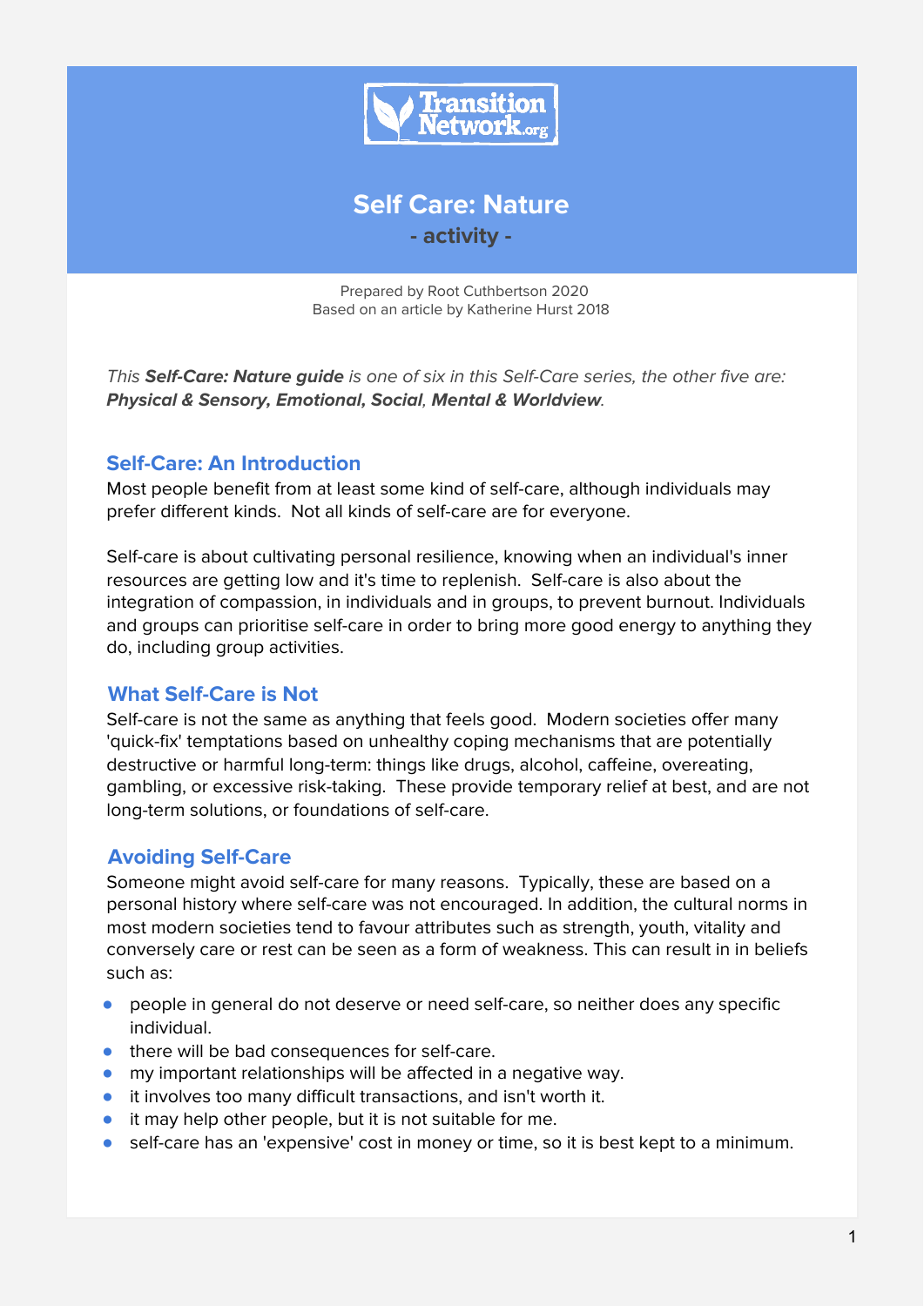# Self Care: Nature

**- activity -**

Prepared by Root Cuthbertson 2020
Based on an article by Katherine Hurst 2018

*This **Self-Care: Nature guide** is one of six in this Self-Care series, the other five are: **Physical & Sensory, Emotional, Social**, **Mental & Worldview**.*

## Self-Care: An Introduction

Most people benefit from at least some kind of self-care, although individuals may prefer different kinds. Not all kinds of self-care are for everyone.

Self-care is about cultivating personal resilience, knowing when an individual's inner resources are getting low and it's time to replenish. Self-care is also about the integration of compassion, in individuals and in groups, to prevent burnout. Individuals and groups can prioritise self-care in order to bring more good energy to anything they do, including group activities.

## What Self-Care is Not

Self-care is not the same as anything that feels good. Modern societies offer many 'quick-fix' temptations based on unhealthy coping mechanisms that are potentially destructive or harmful long-term: things like drugs, alcohol, caffeine, overeating, gambling, or excessive risk-taking. These provide temporary relief at best, and are not long-term solutions, or foundations of self-care.

## Avoiding Self-Care

Someone might avoid self-care for many reasons. Typically, these are based on a personal history where self-care was not encouraged. In addition, the cultural norms in most modern societies tend to favour attributes such as strength, youth, vitality and conversely care or rest can be seen as a form of weakness. This can result in in beliefs such as:

- people in general do not deserve or need self-care, so neither does any specific individual.
- there will be bad consequences for self-care.
- my important relationships will be affected in a negative way.
- it involves too many difficult transactions, and isn't worth it.
- it may help other people, but it is not suitable for me.
- self-care has an 'expensive' cost in money or time, so it is best kept to a minimum.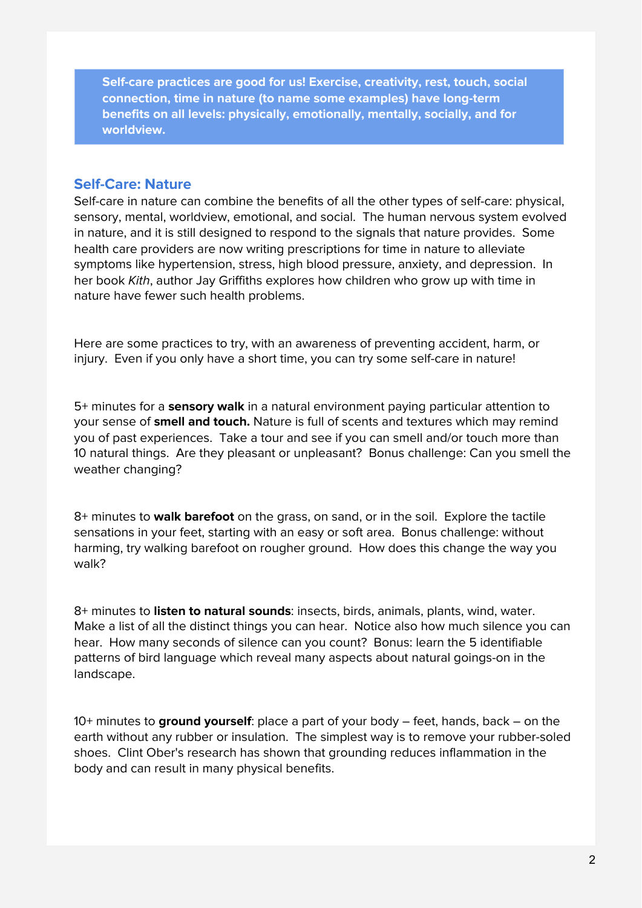**Self-care practices are good for us! Exercise, creativity, rest, touch, social connection, time in nature (to name some examples) have long-term benefits on all levels: physically, emotionally, mentally, socially, and for worldview.**

## Self-Care: Nature

Self-care in nature can combine the benefits of all the other types of self-care: physical, sensory, mental, worldview, emotional, and social. The human nervous system evolved in nature, and it is still designed to respond to the signals that nature provides. Some health care providers are now writing prescriptions for time in nature to alleviate symptoms like hypertension, stress, high blood pressure, anxiety, and depression. In her book *Kith*, author Jay Griffiths explores how children who grow up with time in nature have fewer such health problems.

Here are some practices to try, with an awareness of preventing accident, harm, or injury. Even if you only have a short time, you can try some self-care in nature!

5+ minutes for a **sensory walk** in a natural environment paying particular attention to your sense of **smell and touch.** Nature is full of scents and textures which may remind you of past experiences. Take a tour and see if you can smell and/or touch more than 10 natural things. Are they pleasant or unpleasant? Bonus challenge: Can you smell the weather changing?

8+ minutes to **walk barefoot** on the grass, on sand, or in the soil. Explore the tactile sensations in your feet, starting with an easy or soft area. Bonus challenge: without harming, try walking barefoot on rougher ground. How does this change the way you walk?

8+ minutes to **listen to natural sounds**: insects, birds, animals, plants, wind, water. Make a list of all the distinct things you can hear. Notice also how much silence you can hear. How many seconds of silence can you count? Bonus: learn the 5 identifiable patterns of bird language which reveal many aspects about natural goings-on in the landscape.

10+ minutes to **ground yourself**: place a part of your body – feet, hands, back – on the earth without any rubber or insulation. The simplest way is to remove your rubber-soled shoes. Clint Ober's research has shown that grounding reduces inflammation in the body and can result in many physical benefits.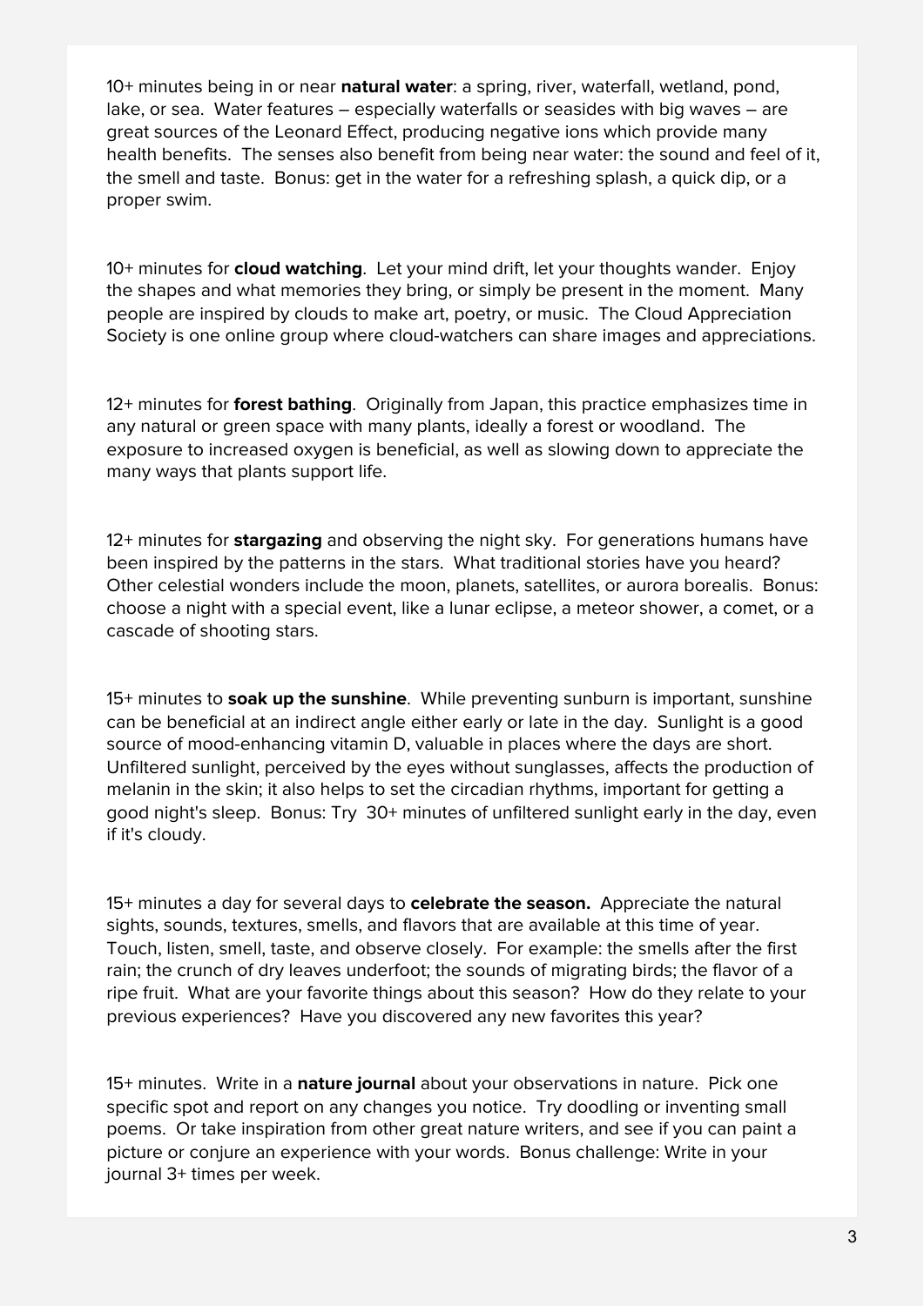10+ minutes being in or near **natural water**: a spring, river, waterfall, wetland, pond, lake, or sea. Water features – especially waterfalls or seasides with big waves – are great sources of the Leonard Effect, producing negative ions which provide many health benefits. The senses also benefit from being near water: the sound and feel of it, the smell and taste. Bonus: get in the water for a refreshing splash, a quick dip, or a proper swim.

10+ minutes for **cloud watching**. Let your mind drift, let your thoughts wander. Enjoy the shapes and what memories they bring, or simply be present in the moment. Many people are inspired by clouds to make art, poetry, or music. The Cloud Appreciation Society is one online group where cloud-watchers can share images and appreciations.

12+ minutes for **forest bathing**. Originally from Japan, this practice emphasizes time in any natural or green space with many plants, ideally a forest or woodland. The exposure to increased oxygen is beneficial, as well as slowing down to appreciate the many ways that plants support life.

12+ minutes for **stargazing** and observing the night sky. For generations humans have been inspired by the patterns in the stars. What traditional stories have you heard? Other celestial wonders include the moon, planets, satellites, or aurora borealis. Bonus: choose a night with a special event, like a lunar eclipse, a meteor shower, a comet, or a cascade of shooting stars.

15+ minutes to **soak up the sunshine**. While preventing sunburn is important, sunshine can be beneficial at an indirect angle either early or late in the day. Sunlight is a good source of mood-enhancing vitamin D, valuable in places where the days are short. Unfiltered sunlight, perceived by the eyes without sunglasses, affects the production of melanin in the skin; it also helps to set the circadian rhythms, important for getting a good night's sleep. Bonus: Try 30+ minutes of unfiltered sunlight early in the day, even if it's cloudy.

15+ minutes a day for several days to **celebrate the season.** Appreciate the natural sights, sounds, textures, smells, and flavors that are available at this time of year. Touch, listen, smell, taste, and observe closely. For example: the smells after the first rain; the crunch of dry leaves underfoot; the sounds of migrating birds; the flavor of a ripe fruit. What are your favorite things about this season? How do they relate to your previous experiences? Have you discovered any new favorites this year?

15+ minutes. Write in a **nature journal** about your observations in nature. Pick one specific spot and report on any changes you notice. Try doodling or inventing small poems. Or take inspiration from other great nature writers, and see if you can paint a picture or conjure an experience with your words. Bonus challenge: Write in your journal 3+ times per week.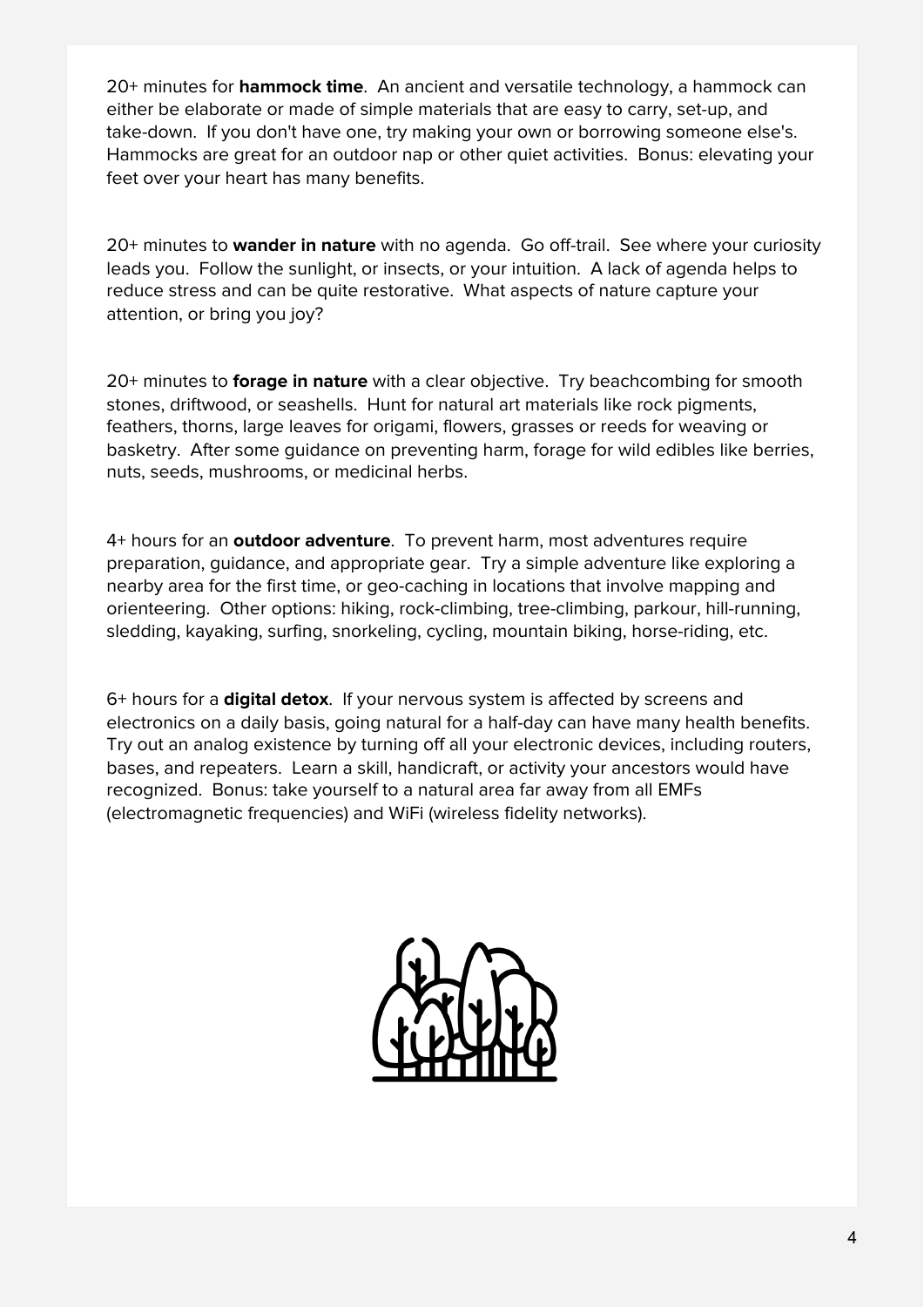20+ minutes for **hammock time**.  An ancient and versatile technology, a hammock can either be elaborate or made of simple materials that are easy to carry, set-up, and take-down.  If you don't have one, try making your own or borrowing someone else's.  Hammocks are great for an outdoor nap or other quiet activities.  Bonus: elevating your feet over your heart has many benefits.

20+ minutes to **wander in nature** with no agenda.  Go off-trail.  See where your curiosity leads you.  Follow the sunlight, or insects, or your intuition.  A lack of agenda helps to reduce stress and can be quite restorative.  What aspects of nature capture your attention, or bring you joy?

20+ minutes to **forage in nature** with a clear objective.  Try beachcombing for smooth stones, driftwood, or seashells.  Hunt for natural art materials like rock pigments, feathers, thorns, large leaves for origami, flowers, grasses or reeds for weaving or basketry.  After some guidance on preventing harm, forage for wild edibles like berries, nuts, seeds, mushrooms, or medicinal herbs.

4+ hours for an **outdoor adventure**.  To prevent harm, most adventures require preparation, guidance, and appropriate gear.  Try a simple adventure like exploring a nearby area for the first time, or geo-caching in locations that involve mapping and orienteering.  Other options: hiking, rock-climbing, tree-climbing, parkour, hill-running, sledding, kayaking, surfing, snorkeling, cycling, mountain biking, horse-riding, etc.

6+ hours for a **digital detox**.  If your nervous system is affected by screens and electronics on a daily basis, going natural for a half-day can have many health benefits.  Try out an analog existence by turning off all your electronic devices, including routers, bases, and repeaters.  Learn a skill, handicraft, or activity your ancestors would have recognized.  Bonus: take yourself to a natural area far away from all EMFs (electromagnetic frequencies) and WiFi (wireless fidelity networks).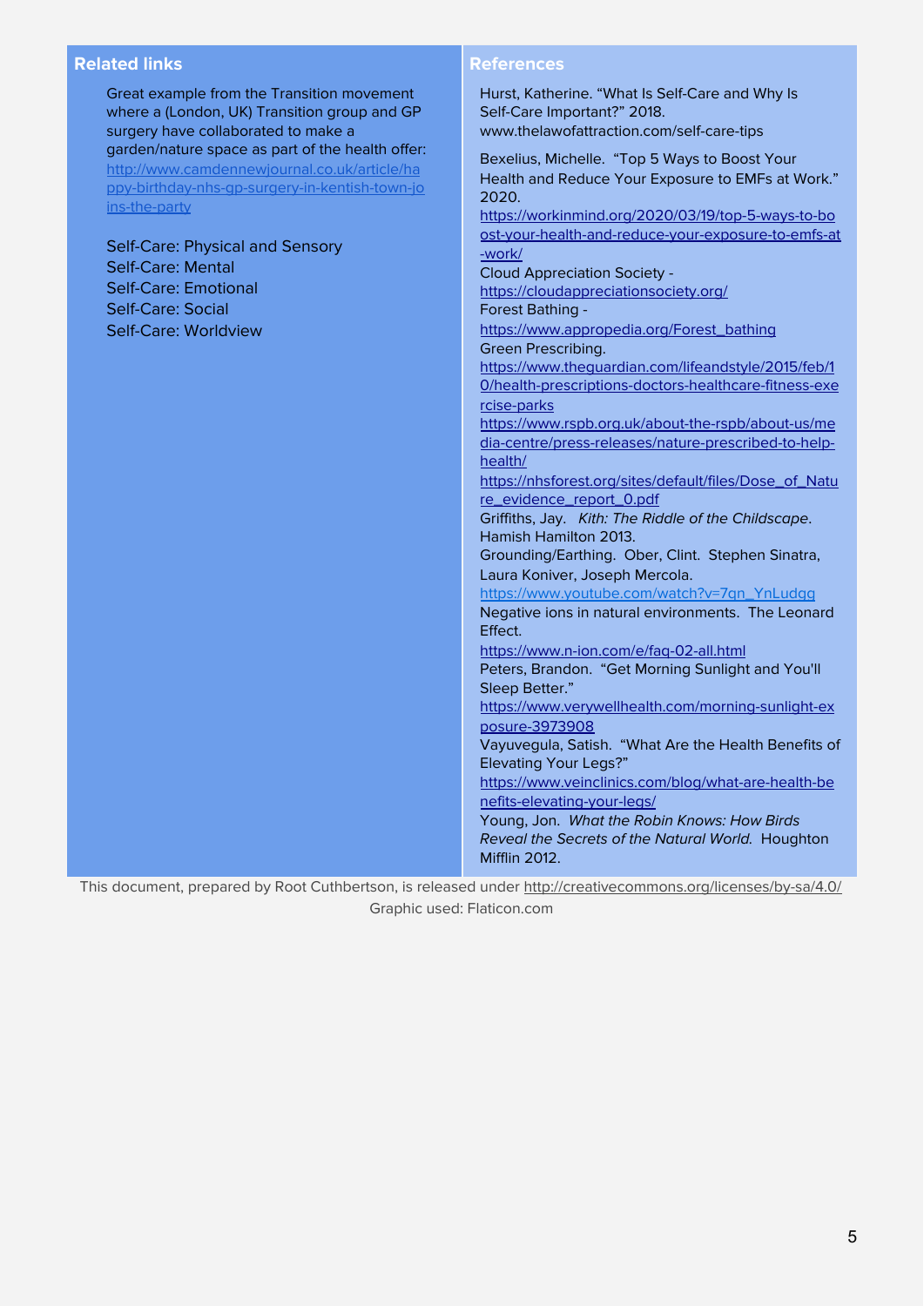## Related links

Great example from the Transition movement where a (London, UK) Transition group and GP surgery have collaborated to make a garden/nature space as part of the health offer: http://www.camdennewjournal.co.uk/article/happy-birthday-nhs-gp-surgery-in-kentish-town-joins-the-party

Self-Care: Physical and Sensory
Self-Care: Mental
Self-Care: Emotional
Self-Care: Social
Self-Care: Worldview

## References

Hurst, Katherine. "What Is Self-Care and Why Is Self-Care Important?" 2018. www.thelawofattraction.com/self-care-tips

Bexelius, Michelle. "Top 5 Ways to Boost Your Health and Reduce Your Exposure to EMFs at Work." 2020. https://workinmind.org/2020/03/19/top-5-ways-to-boost-your-health-and-reduce-your-exposure-to-emfs-at-work/

Cloud Appreciation Society - https://cloudappreciationsociety.org/

Forest Bathing - https://www.appropedia.org/Forest_bathing

Green Prescribing. https://www.theguardian.com/lifeandstyle/2015/feb/10/health-prescriptions-doctors-healthcare-fitness-exercise-parks
https://www.rspb.org.uk/about-the-rspb/about-us/media-centre/press-releases/nature-prescribed-to-help-health/
https://nhsforest.org/sites/default/files/Dose_of_Nature_evidence_report_0.pdf

Griffiths, Jay. *Kith: The Riddle of the Childscape*. Hamish Hamilton 2013.

Grounding/Earthing. Ober, Clint. Stephen Sinatra, Laura Koniver, Joseph Mercola. https://www.youtube.com/watch?v=7qn_YnLudgg

Negative ions in natural environments. The Leonard Effect. https://www.n-ion.com/e/faq-02-all.html

Peters, Brandon. "Get Morning Sunlight and You'll Sleep Better." https://www.verywellhealth.com/morning-sunlight-exposure-3973908

Vayuvegula, Satish. "What Are the Health Benefits of Elevating Your Legs?" https://www.veinclinics.com/blog/what-are-health-benefits-elevating-your-legs/

Young, Jon. *What the Robin Knows: How Birds Reveal the Secrets of the Natural World.* Houghton Mifflin 2012.

This document, prepared by Root Cuthbertson, is released under http://creativecommons.org/licenses/by-sa/4.0/
Graphic used: Flaticon.com